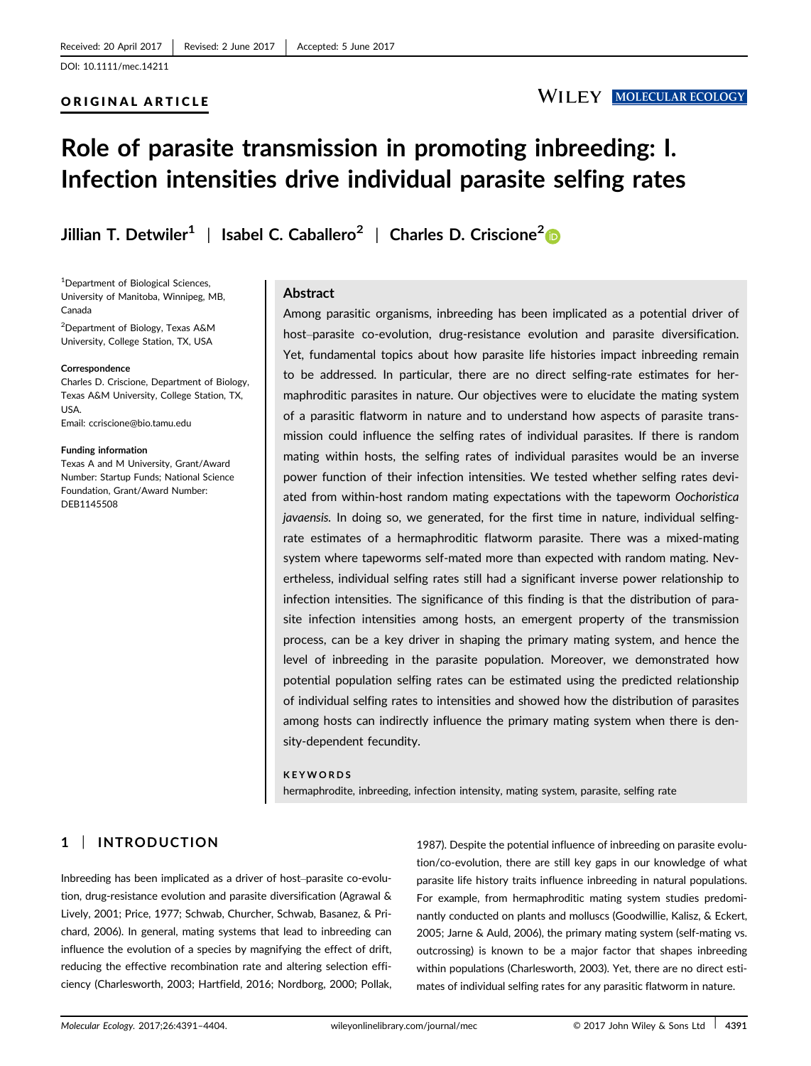Received: 20 April 2017 | Revised: 2 June 2017 | Accepted: 5 June 2017

DOI: 10.1111/mec.14211

ORIGINAL ARTICLE

# Role of parasite transmission in promoting inbreeding: I. Infection intensities drive individual parasite selfing rates

**Jillian T. Detwiler[1] | Isabel C. Caballero[2] | Charles D. Criscione[2]**

[1]Department of Biological Sciences, University of Manitoba, Winnipeg, MB, Canada

[2]Department of Biology, Texas A&M University, College Station, TX, USA

**Correspondence**
Charles D. Criscione, Department of Biology, Texas A&M University, College Station, TX, USA.
Email: ccriscione@bio.tamu.edu

**Funding information**
Texas A and M University, Grant/Award Number: Startup Funds; National Science Foundation, Grant/Award Number: DEB1145508

## Abstract

Among parasitic organisms, inbreeding has been implicated as a potential driver of host–parasite co-evolution, drug-resistance evolution and parasite diversification. Yet, fundamental topics about how parasite life histories impact inbreeding remain to be addressed. In particular, there are no direct selfing-rate estimates for hermaphroditic parasites in nature. Our objectives were to elucidate the mating system of a parasitic flatworm in nature and to understand how aspects of parasite transmission could influence the selfing rates of individual parasites. If there is random mating within hosts, the selfing rates of individual parasites would be an inverse power function of their infection intensities. We tested whether selfing rates deviated from within-host random mating expectations with the tapeworm *Oochoristica javaensis*. In doing so, we generated, for the first time in nature, individual selfing-rate estimates of a hermaphroditic flatworm parasite. There was a mixed-mating system where tapeworms self-mated more than expected with random mating. Nevertheless, individual selfing rates still had a significant inverse power relationship to infection intensities. The significance of this finding is that the distribution of parasite infection intensities among hosts, an emergent property of the transmission process, can be a key driver in shaping the primary mating system, and hence the level of inbreeding in the parasite population. Moreover, we demonstrated how potential population selfing rates can be estimated using the predicted relationship of individual selfing rates to intensities and showed how the distribution of parasites among hosts can indirectly influence the primary mating system when there is density-dependent fecundity.

**KEYWORDS**
hermaphrodite, inbreeding, infection intensity, mating system, parasite, selfing rate

## 1 | INTRODUCTION

Inbreeding has been implicated as a driver of host–parasite co-evolution, drug-resistance evolution and parasite diversification (Agrawal & Lively, 2001; Price, 1977; Schwab, Churcher, Schwab, Basanez, & Prichard, 2006). In general, mating systems that lead to inbreeding can influence the evolution of a species by magnifying the effect of drift, reducing the effective recombination rate and altering selection efficiency (Charlesworth, 2003; Hartfield, 2016; Nordborg, 2000; Pollak, 1987). Despite the potential influence of inbreeding on parasite evolution/co-evolution, there are still key gaps in our knowledge of what parasite life history traits influence inbreeding in natural populations. For example, from hermaphroditic mating system studies predominantly conducted on plants and molluscs (Goodwillie, Kalisz, & Eckert, 2005; Jarne & Auld, 2006), the primary mating system (self-mating vs. outcrossing) is known to be a major factor that shapes inbreeding within populations (Charlesworth, 2003). Yet, there are no direct estimates of individual selfing rates for any parasitic flatworm in nature.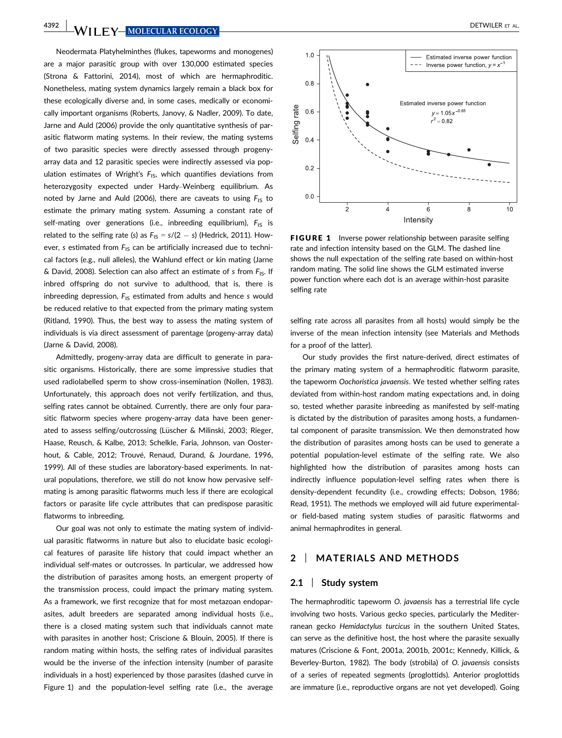Neodermata Platyhelminthes (flukes, tapeworms and monogenes) are a major parasitic group with over 130,000 estimated species (Strona & Fattorini, 2014), most of which are hermaphroditic. Nonetheless, mating system dynamics largely remain a black box for these ecologically diverse and, in some cases, medically or economically important organisms (Roberts, Janovy, & Nadler, 2009). To date, Jarne and Auld (2006) provide the only quantitative synthesis of parasitic flatworm mating systems. In their review, the mating systems of two parasitic species were directly assessed through progeny-array data and 12 parasitic species were indirectly assessed via population estimates of Wright's $F_{IS}$, which quantifies deviations from heterozygosity expected under Hardy–Weinberg equilibrium. As noted by Jarne and Auld (2006), there are caveats to using $F_{IS}$ to estimate the primary mating system. Assuming a constant rate of self-mating over generations (i.e., inbreeding equilibrium), $F_{IS}$ is related to the selfing rate ($s$) as $F_{IS} = s/(2 - s)$ (Hedrick, 2011). However, $s$ estimated from $F_{IS}$ can be artificially increased due to technical factors (e.g., null alleles), the Wahlund effect or kin mating (Jarne & David, 2008). Selection can also affect an estimate of $s$ from $F_{IS}$. If inbred offspring do not survive to adulthood, that is, there is inbreeding depression, $F_{IS}$ estimated from adults and hence $s$ would be reduced relative to that expected from the primary mating system (Ritland, 1990). Thus, the best way to assess the mating system of individuals is via direct assessment of parentage (progeny-array data) (Jarne & David, 2008).

Admittedly, progeny-array data are difficult to generate in parasitic organisms. Historically, there are some impressive studies that used radiolabelled sperm to show cross-insemination (Nollen, 1983). Unfortunately, this approach does not verify fertilization, and thus, selfing rates cannot be obtained. Currently, there are only four parasitic flatworm species where progeny-array data have been generated to assess selfing/outcrossing (Lüscher & Milinski, 2003; Rieger, Haase, Reusch, & Kalbe, 2013; Schelkle, Faria, Johnson, van Oosterhout, & Cable, 2012; Trouvé, Renaud, Durand, & Jourdane, 1996, 1999). All of these studies are laboratory-based experiments. In natural populations, therefore, we still do not know how pervasive self-mating is among parasitic flatworms much less if there are ecological factors or parasite life cycle attributes that can predispose parasitic flatworms to inbreeding.

Our goal was not only to estimate the mating system of individual parasitic flatworms in nature but also to elucidate basic ecological features of parasite life history that could impact whether an individual self-mates or outcrosses. In particular, we addressed how the distribution of parasites among hosts, an emergent property of the transmission process, could impact the primary mating system. As a framework, we first recognize that for most metazoan endoparasites, adult breeders are separated among individual hosts (i.e., there is a closed mating system such that individuals cannot mate with parasites in another host; Criscione & Blouin, 2005). If there is random mating within hosts, the selfing rates of individual parasites would be the inverse of the infection intensity (number of parasite individuals in a host) experienced by those parasites (dashed curve in Figure 1) and the population-level selfing rate (i.e., the average selfing rate across all parasites from all hosts) would simply be the inverse of the mean infection intensity (see Materials and Methods for a proof of the latter).

**FIGURE 1** Inverse power relationship between parasite selfing rate and infection intensity based on the GLM. The dashed line shows the null expectation of the selfing rate based on within-host random mating. The solid line shows the GLM estimated inverse power function where each dot is an average within-host parasite selfing rate

Our study provides the first nature-derived, direct estimates of the primary mating system of a hermaphroditic flatworm parasite, the tapeworm *Oochoristica javaensis*. We tested whether selfing rates deviated from within-host random mating expectations and, in doing so, tested whether parasite inbreeding as manifested by self-mating is dictated by the distribution of parasites among hosts, a fundamental component of parasite transmission. We then demonstrated how the distribution of parasites among hosts can be used to generate a potential population-level estimate of the selfing rate. We also highlighted how the distribution of parasites among hosts can indirectly influence population-level selfing rates when there is density-dependent fecundity (i.e., crowding effects; Dobson, 1986; Read, 1951). The methods we employed will aid future experimental- or field-based mating system studies of parasitic flatworms and animal hermaphrodites in general.

## 2 | MATERIALS AND METHODS

### 2.1 | Study system

The hermaphroditic tapeworm *O. javaensis* has a terrestrial life cycle involving two hosts. Various gecko species, particularly the Mediterranean gecko *Hemidactylus turcicus* in the southern United States, can serve as the definitive host, the host where the parasite sexually matures (Criscione & Font, 2001a, 2001b, 2001c; Kennedy, Killick, & Beverley-Burton, 1982). The body (strobila) of *O. javaensis* consists of a series of repeated segments (proglottids). Anterior proglottids are immature (i.e., reproductive organs are not yet developed). Going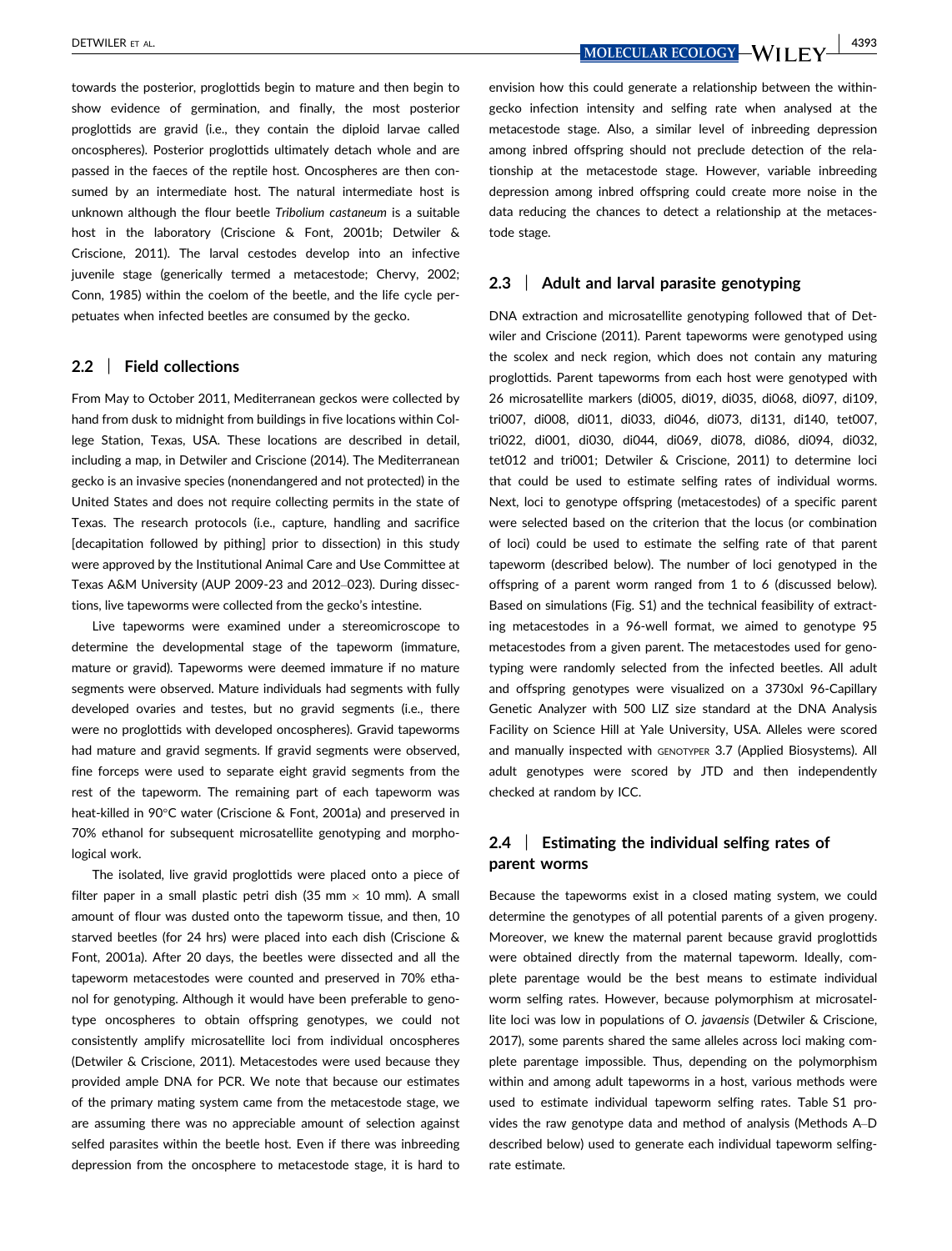towards the posterior, proglottids begin to mature and then begin to show evidence of germination, and finally, the most posterior proglottids are gravid (i.e., they contain the diploid larvae called oncospheres). Posterior proglottids ultimately detach whole and are passed in the faeces of the reptile host. Oncospheres are then consumed by an intermediate host. The natural intermediate host is unknown although the flour beetle *Tribolium castaneum* is a suitable host in the laboratory (Criscione & Font, 2001b; Detwiler & Criscione, 2011). The larval cestodes develop into an infective juvenile stage (generically termed a metacestode; Chervy, 2002; Conn, 1985) within the coelom of the beetle, and the life cycle perpetuates when infected beetles are consumed by the gecko.

## 2.2 | Field collections

From May to October 2011, Mediterranean geckos were collected by hand from dusk to midnight from buildings in five locations within College Station, Texas, USA. These locations are described in detail, including a map, in Detwiler and Criscione (2014). The Mediterranean gecko is an invasive species (nonendangered and not protected) in the United States and does not require collecting permits in the state of Texas. The research protocols (i.e., capture, handling and sacrifice [decapitation followed by pithing] prior to dissection) in this study were approved by the Institutional Animal Care and Use Committee at Texas A&M University (AUP 2009-23 and 2012–023). During dissections, live tapeworms were collected from the gecko's intestine.

Live tapeworms were examined under a stereomicroscope to determine the developmental stage of the tapeworm (immature, mature or gravid). Tapeworms were deemed immature if no mature segments were observed. Mature individuals had segments with fully developed ovaries and testes, but no gravid segments (i.e., there were no proglottids with developed oncospheres). Gravid tapeworms had mature and gravid segments. If gravid segments were observed, fine forceps were used to separate eight gravid segments from the rest of the tapeworm. The remaining part of each tapeworm was heat-killed in 90°C water (Criscione & Font, 2001a) and preserved in 70% ethanol for subsequent microsatellite genotyping and morphological work.

The isolated, live gravid proglottids were placed onto a piece of filter paper in a small plastic petri dish (35 mm × 10 mm). A small amount of flour was dusted onto the tapeworm tissue, and then, 10 starved beetles (for 24 hrs) were placed into each dish (Criscione & Font, 2001a). After 20 days, the beetles were dissected and all the tapeworm metacestodes were counted and preserved in 70% ethanol for genotyping. Although it would have been preferable to genotype oncospheres to obtain offspring genotypes, we could not consistently amplify microsatellite loci from individual oncospheres (Detwiler & Criscione, 2011). Metacestodes were used because they provided ample DNA for PCR. We note that because our estimates of the primary mating system came from the metacestode stage, we are assuming there was no appreciable amount of selection against selfed parasites within the beetle host. Even if there was inbreeding depression from the oncosphere to metacestode stage, it is hard to envision how this could generate a relationship between the within-gecko infection intensity and selfing rate when analysed at the metacestode stage. Also, a similar level of inbreeding depression among inbred offspring should not preclude detection of the relationship at the metacestode stage. However, variable inbreeding depression among inbred offspring could create more noise in the data reducing the chances to detect a relationship at the metacestode stage.

## 2.3 | Adult and larval parasite genotyping

DNA extraction and microsatellite genotyping followed that of Detwiler and Criscione (2011). Parent tapeworms were genotyped using the scolex and neck region, which does not contain any maturing proglottids. Parent tapeworms from each host were genotyped with 26 microsatellite markers (di005, di019, di035, di068, di097, di109, tri007, di008, di011, di033, di046, di073, di131, di140, tet007, tri022, di001, di030, di044, di069, di078, di086, di094, di032, tet012 and tri001; Detwiler & Criscione, 2011) to determine loci that could be used to estimate selfing rates of individual worms. Next, loci to genotype offspring (metacestodes) of a specific parent were selected based on the criterion that the locus (or combination of loci) could be used to estimate the selfing rate of that parent tapeworm (described below). The number of loci genotyped in the offspring of a parent worm ranged from 1 to 6 (discussed below). Based on simulations (Fig. S1) and the technical feasibility of extracting metacestodes in a 96-well format, we aimed to genotype 95 metacestodes from a given parent. The metacestodes used for genotyping were randomly selected from the infected beetles. All adult and offspring genotypes were visualized on a 3730xl 96-Capillary Genetic Analyzer with 500 LIZ size standard at the DNA Analysis Facility on Science Hill at Yale University, USA. Alleles were scored and manually inspected with GENOTYPER 3.7 (Applied Biosystems). All adult genotypes were scored by JTD and then independently checked at random by ICC.

## 2.4 | Estimating the individual selfing rates of parent worms

Because the tapeworms exist in a closed mating system, we could determine the genotypes of all potential parents of a given progeny. Moreover, we knew the maternal parent because gravid proglottids were obtained directly from the maternal tapeworm. Ideally, complete parentage would be the best means to estimate individual worm selfing rates. However, because polymorphism at microsatellite loci was low in populations of *O. javaensis* (Detwiler & Criscione, 2017), some parents shared the same alleles across loci making complete parentage impossible. Thus, depending on the polymorphism within and among adult tapeworms in a host, various methods were used to estimate individual tapeworm selfing rates. Table S1 provides the raw genotype data and method of analysis (Methods A–D described below) used to generate each individual tapeworm selfing-rate estimate.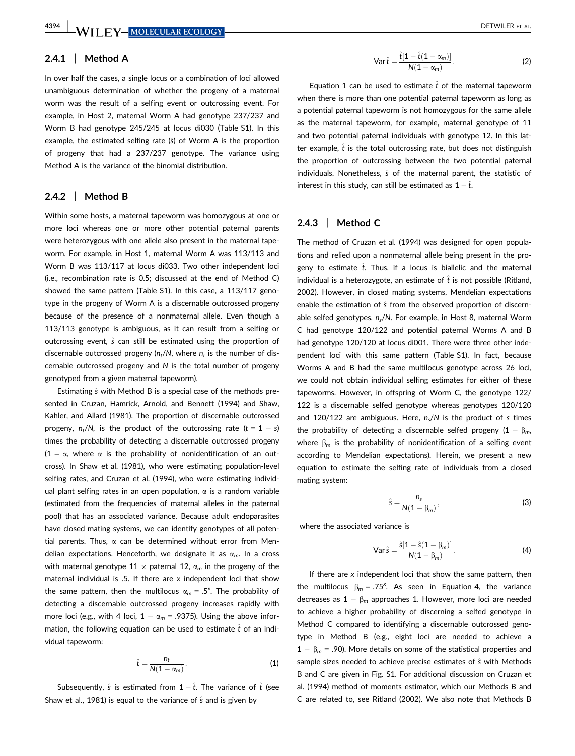### 2.4.1 | Method A

In over half the cases, a single locus or a combination of loci allowed unambiguous determination of whether the progeny of a maternal worm was the result of a selfing event or outcrossing event. For example, in Host 2, maternal Worm A had genotype 237/237 and Worm B had genotype 245/245 at locus di030 (Table S1). In this example, the estimated selfing rate ($\hat{s}$) of Worm A is the proportion of progeny that had a 237/237 genotype. The variance using Method A is the variance of the binomial distribution.

### 2.4.2 | Method B

Within some hosts, a maternal tapeworm was homozygous at one or more loci whereas one or more other potential paternal parents were heterozygous with one allele also present in the maternal tapeworm. For example, in Host 1, maternal Worm A was 113/113 and Worm B was 113/117 at locus di033. Two other independent loci (i.e., recombination rate is 0.5; discussed at the end of Method C) showed the same pattern (Table S1). In this case, a 113/117 genotype in the progeny of Worm A is a discernable outcrossed progeny because of the presence of a nonmaternal allele. Even though a 113/113 genotype is ambiguous, as it can result from a selfing or outcrossing event, $\hat{s}$ can still be estimated using the proportion of discernable outcrossed progeny ($n_t/N$, where $n_t$ is the number of discernable outcrossed progeny and $N$ is the total number of progeny genotyped from a given maternal tapeworm).

Estimating $\hat{s}$ with Method B is a special case of the methods presented in Cruzan, Hamrick, Arnold, and Bennett (1994) and Shaw, Kahler, and Allard (1981). The proportion of discernable outcrossed progeny, $n_t/N$, is the product of the outcrossing rate ($t = 1 - s$) times the probability of detecting a discernable outcrossed progeny ($1 - \alpha$, where $\alpha$ is the probability of nonidentification of an outcross). In Shaw et al. (1981), who were estimating population-level selfing rates, and Cruzan et al. (1994), who were estimating individual plant selfing rates in an open population, $\alpha$ is a random variable (estimated from the frequencies of maternal alleles in the paternal pool) that has an associated variance. Because adult endoparasites have closed mating systems, we can identify genotypes of all potential parents. Thus, $\alpha$ can be determined without error from Mendelian expectations. Henceforth, we designate it as $\alpha_m$. In a cross with maternal genotype 11 × paternal 12, $\alpha_m$ in the progeny of the maternal individual is .5. If there are $x$ independent loci that show the same pattern, then the multilocus $\alpha_m = .5^x$. The probability of detecting a discernable outcrossed progeny increases rapidly with more loci (e.g., with 4 loci, $1 - \alpha_m = .9375$). Using the above information, the following equation can be used to estimate $\hat{t}$ of an individual tapeworm:

$$\hat{t} = \frac{n_t}{N(1 - \alpha_m)}. \tag{1}$$

Subsequently, $\hat{s}$ is estimated from $1 - \hat{t}$. The variance of $\hat{t}$ (see Shaw et al., 1981) is equal to the variance of $\hat{s}$ and is given by

$$\operatorname{Var} \hat{t} = \frac{\hat{t}[1 - \hat{t}(1 - \alpha_m)]}{N(1 - \alpha_m)}. \tag{2}$$

Equation 1 can be used to estimate $\hat{t}$ of the maternal tapeworm when there is more than one potential paternal tapeworm as long as a potential paternal tapeworm is not homozygous for the same allele as the maternal tapeworm, for example, maternal genotype of 11 and two potential paternal individuals with genotype 12. In this latter example, $\hat{t}$ is the total outcrossing rate, but does not distinguish the proportion of outcrossing between the two potential paternal individuals. Nonetheless, $\hat{s}$ of the maternal parent, the statistic of interest in this study, can still be estimated as $1 - \hat{t}$.

### 2.4.3 | Method C

The method of Cruzan et al. (1994) was designed for open populations and relied upon a nonmaternal allele being present in the progeny to estimate $\hat{t}$. Thus, if a locus is biallelic and the maternal individual is a heterozygote, an estimate of $\hat{t}$ is not possible (Ritland, 2002). However, in closed mating systems, Mendelian expectations enable the estimation of $\hat{s}$ from the observed proportion of discernable selfed genotypes, $n_s/N$. For example, in Host 8, maternal Worm C had genotype 120/122 and potential paternal Worms A and B had genotype 120/120 at locus di001. There were three other independent loci with this same pattern (Table S1). In fact, because Worms A and B had the same multilocus genotype across 26 loci, we could not obtain individual selfing estimates for either of these tapeworms. However, in offspring of Worm C, the genotype 122/122 is a discernable selfed genotype whereas genotypes 120/120 and 120/122 are ambiguous. Here, $n_s/N$ is the product of $s$ times the probability of detecting a discernable selfed progeny ($1 - \beta_m$, where $\beta_m$ is the probability of nonidentification of a selfing event according to Mendelian expectations). Herein, we present a new equation to estimate the selfing rate of individuals from a closed mating system:

$$\hat{s} = \frac{n_s}{N(1 - \beta_m)}, \tag{3}$$

where the associated variance is

$$\operatorname{Var} \hat{s} = \frac{\hat{s}[1 - \hat{s}(1 - \beta_m)]}{N(1 - \beta_m)}. \tag{4}$$

If there are $x$ independent loci that show the same pattern, then the multilocus $\beta_m = .75^x$. As seen in Equation 4, the variance decreases as $1 - \beta_m$ approaches 1. However, more loci are needed to achieve a higher probability of discerning a selfed genotype in Method C compared to identifying a discernable outcrossed genotype in Method B (e.g., eight loci are needed to achieve a $1 - \beta_m = .90$). More details on some of the statistical properties and sample sizes needed to achieve precise estimates of $\hat{s}$ with Methods B and C are given in Fig. S1. For additional discussion on Cruzan et al. (1994) method of moments estimator, which our Methods B and C are related to, see Ritland (2002). We also note that Methods B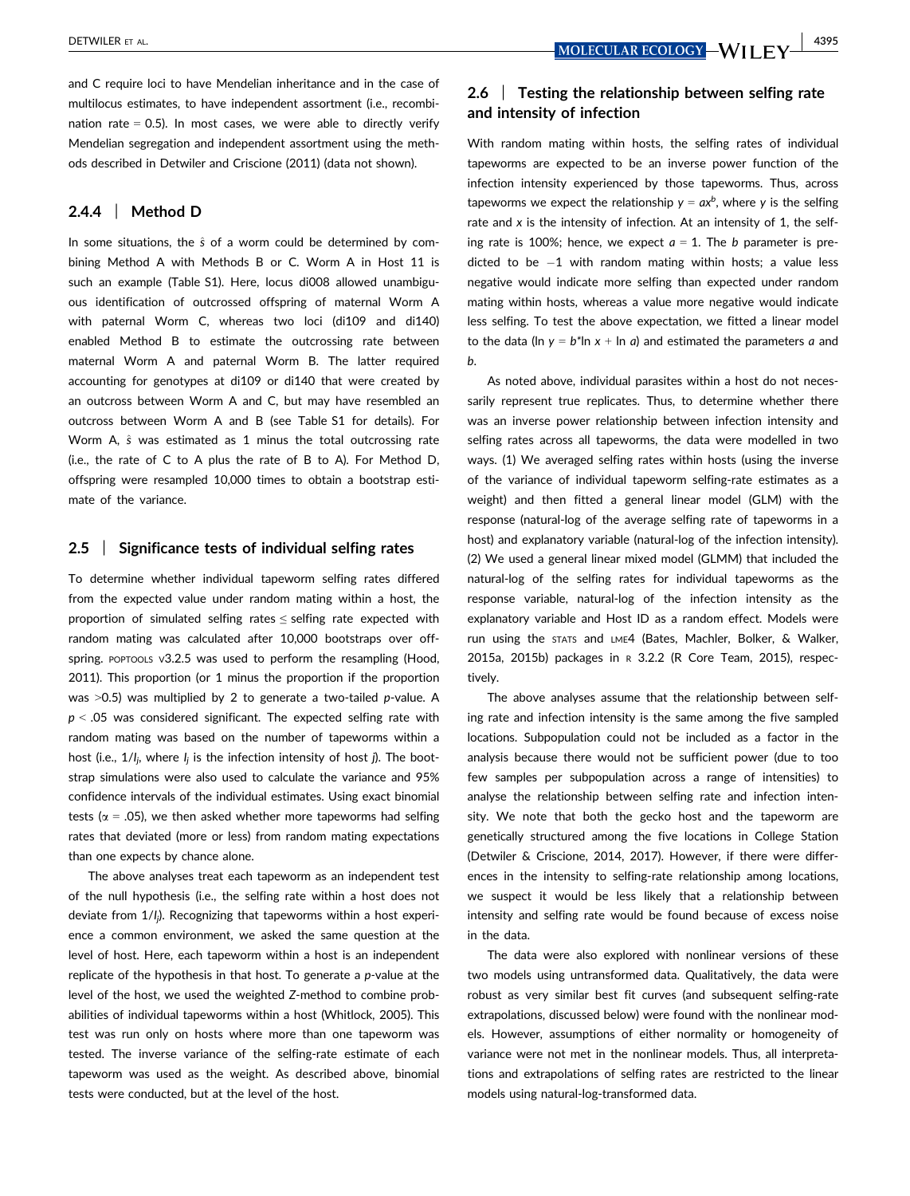and C require loci to have Mendelian inheritance and in the case of multilocus estimates, to have independent assortment (i.e., recombination rate = 0.5). In most cases, we were able to directly verify Mendelian segregation and independent assortment using the methods described in Detwiler and Criscione (2011) (data not shown).

#### 2.4.4 | Method D

In some situations, the $\hat{s}$ of a worm could be determined by combining Method A with Methods B or C. Worm A in Host 11 is such an example (Table S1). Here, locus di008 allowed unambiguous identification of outcrossed offspring of maternal Worm A with paternal Worm C, whereas two loci (di109 and di140) enabled Method B to estimate the outcrossing rate between maternal Worm A and paternal Worm B. The latter required accounting for genotypes at di109 or di140 that were created by an outcross between Worm A and C, but may have resembled an outcross between Worm A and B (see Table S1 for details). For Worm A, $\hat{s}$ was estimated as 1 minus the total outcrossing rate (i.e., the rate of C to A plus the rate of B to A). For Method D, offspring were resampled 10,000 times to obtain a bootstrap estimate of the variance.

### 2.5 | Significance tests of individual selfing rates

To determine whether individual tapeworm selfing rates differed from the expected value under random mating within a host, the proportion of simulated selfing rates ≤ selfing rate expected with random mating was calculated after 10,000 bootstraps over offspring. POPTOOLS v3.2.5 was used to perform the resampling (Hood, 2011). This proportion (or 1 minus the proportion if the proportion was >0.5) was multiplied by 2 to generate a two-tailed *p*-value. A $p < .05$ was considered significant. The expected selfing rate with random mating was based on the number of tapeworms within a host (i.e., $1/I_j$, where $I_j$ is the infection intensity of host *j*). The bootstrap simulations were also used to calculate the variance and 95% confidence intervals of the individual estimates. Using exact binomial tests ($\alpha = .05$), we then asked whether more tapeworms had selfing rates that deviated (more or less) from random mating expectations than one expects by chance alone.

The above analyses treat each tapeworm as an independent test of the null hypothesis (i.e., the selfing rate within a host does not deviate from $1/I_j$). Recognizing that tapeworms within a host experience a common environment, we asked the same question at the level of host. Here, each tapeworm within a host is an independent replicate of the hypothesis in that host. To generate a *p*-value at the level of the host, we used the weighted *Z*-method to combine probabilities of individual tapeworms within a host (Whitlock, 2005). This test was run only on hosts where more than one tapeworm was tested. The inverse variance of the selfing-rate estimate of each tapeworm was used as the weight. As described above, binomial tests were conducted, but at the level of the host.

### 2.6 | Testing the relationship between selfing rate and intensity of infection

With random mating within hosts, the selfing rates of individual tapeworms are expected to be an inverse power function of the infection intensity experienced by those tapeworms. Thus, across tapeworms we expect the relationship $y = ax^b$, where *y* is the selfing rate and *x* is the intensity of infection. At an intensity of 1, the selfing rate is 100%; hence, we expect $a = 1$. The *b* parameter is predicted to be $-1$ with random mating within hosts; a value less negative would indicate more selfing than expected under random mating within hosts, whereas a value more negative would indicate less selfing. To test the above expectation, we fitted a linear model to the data ($\ln y = b^*\ln x + \ln a$) and estimated the parameters *a* and *b*.

As noted above, individual parasites within a host do not necessarily represent true replicates. Thus, to determine whether there was an inverse power relationship between infection intensity and selfing rates across all tapeworms, the data were modelled in two ways. (1) We averaged selfing rates within hosts (using the inverse of the variance of individual tapeworm selfing-rate estimates as a weight) and then fitted a general linear model (GLM) with the response (natural-log of the average selfing rate of tapeworms in a host) and explanatory variable (natural-log of the infection intensity). (2) We used a general linear mixed model (GLMM) that included the natural-log of the selfing rates for individual tapeworms as the response variable, natural-log of the infection intensity as the explanatory variable and Host ID as a random effect. Models were run using the STATS and LME4 (Bates, Machler, Bolker, & Walker, 2015a, 2015b) packages in R 3.2.2 (R Core Team, 2015), respectively.

The above analyses assume that the relationship between selfing rate and infection intensity is the same among the five sampled locations. Subpopulation could not be included as a factor in the analysis because there would not be sufficient power (due to too few samples per subpopulation across a range of intensities) to analyse the relationship between selfing rate and infection intensity. We note that both the gecko host and the tapeworm are genetically structured among the five locations in College Station (Detwiler & Criscione, 2014, 2017). However, if there were differences in the intensity to selfing-rate relationship among locations, we suspect it would be less likely that a relationship between intensity and selfing rate would be found because of excess noise in the data.

The data were also explored with nonlinear versions of these two models using untransformed data. Qualitatively, the data were robust as very similar best fit curves (and subsequent selfing-rate extrapolations, discussed below) were found with the nonlinear models. However, assumptions of either normality or homogeneity of variance were not met in the nonlinear models. Thus, all interpretations and extrapolations of selfing rates are restricted to the linear models using natural-log-transformed data.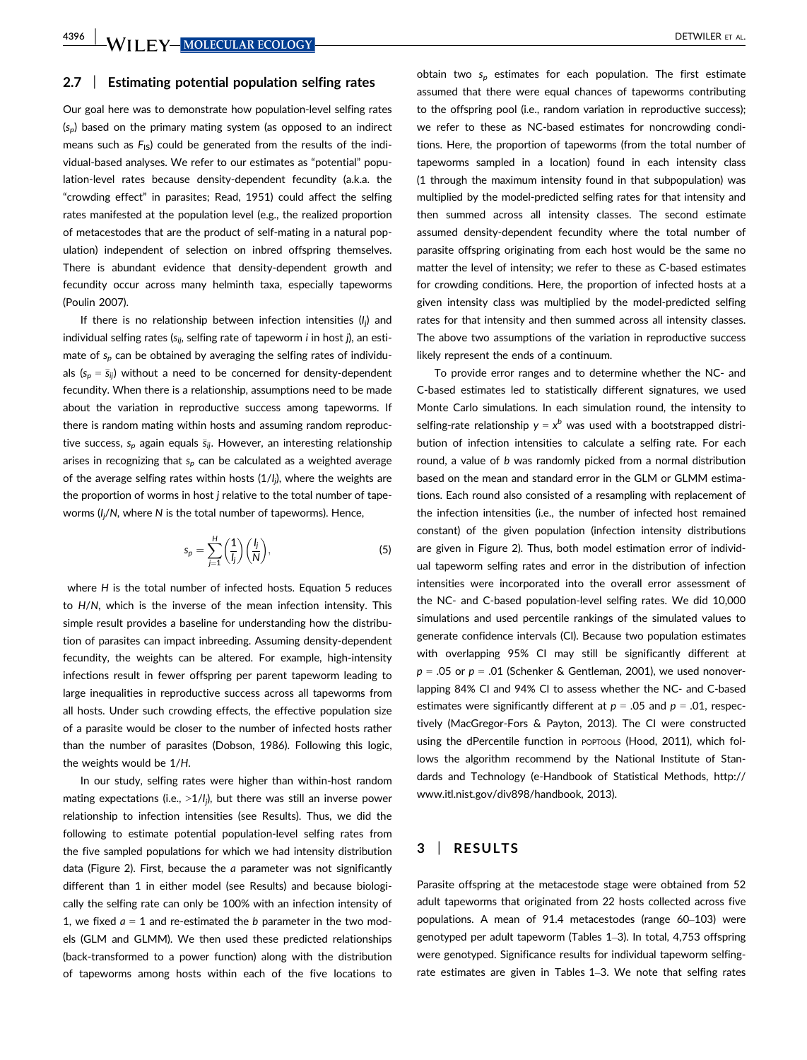### 2.7 | Estimating potential population selfing rates

Our goal here was to demonstrate how population-level selfing rates ($s_p$) based on the primary mating system (as opposed to an indirect means such as $F_{IS}$) could be generated from the results of the individual-based analyses. We refer to our estimates as "potential" population-level rates because density-dependent fecundity (a.k.a. the "crowding effect" in parasites; Read, 1951) could affect the selfing rates manifested at the population level (e.g., the realized proportion of metacestodes that are the product of self-mating in a natural population) independent of selection on inbred offspring themselves. There is abundant evidence that density-dependent growth and fecundity occur across many helminth taxa, especially tapeworms (Poulin 2007).

If there is no relationship between infection intensities ($I_j$) and individual selfing rates ($s_{ij}$, selfing rate of tapeworm $i$ in host $j$), an estimate of $s_p$ can be obtained by averaging the selfing rates of individuals ($s_p = \bar{s}_{ij}$) without a need to be concerned for density-dependent fecundity. When there is a relationship, assumptions need to be made about the variation in reproductive success among tapeworms. If there is random mating within hosts and assuming random reproductive success, $s_p$ again equals $\bar{s}_{ij}$. However, an interesting relationship arises in recognizing that $s_p$ can be calculated as a weighted average of the average selfing rates within hosts ($1/I_j$), where the weights are the proportion of worms in host $j$ relative to the total number of tapeworms ($I_j/N$, where $N$ is the total number of tapeworms). Hence,

$$s_p = \sum_{j=1}^{H} \left(\frac{1}{I_j}\right)\left(\frac{I_j}{N}\right), \tag{5}$$

where $H$ is the total number of infected hosts. Equation 5 reduces to $H/N$, which is the inverse of the mean infection intensity. This simple result provides a baseline for understanding how the distribution of parasites can impact inbreeding. Assuming density-dependent fecundity, the weights can be altered. For example, high-intensity infections result in fewer offspring per parent tapeworm leading to large inequalities in reproductive success across all tapeworms from all hosts. Under such crowding effects, the effective population size of a parasite would be closer to the number of infected hosts rather than the number of parasites (Dobson, 1986). Following this logic, the weights would be $1/H$.

In our study, selfing rates were higher than within-host random mating expectations (i.e., $>1/I_j$), but there was still an inverse power relationship to infection intensities (see Results). Thus, we did the following to estimate potential population-level selfing rates from the five sampled populations for which we had intensity distribution data (Figure 2). First, because the $a$ parameter was not significantly different than 1 in either model (see Results) and because biologically the selfing rate can only be 100% with an infection intensity of 1, we fixed $a = 1$ and re-estimated the $b$ parameter in the two models (GLM and GLMM). We then used these predicted relationships (back-transformed to a power function) along with the distribution of tapeworms among hosts within each of the five locations to obtain two $s_p$ estimates for each population. The first estimate assumed that there were equal chances of tapeworms contributing to the offspring pool (i.e., random variation in reproductive success); we refer to these as NC-based estimates for noncrowding conditions. Here, the proportion of tapeworms (from the total number of tapeworms sampled in a location) found in each intensity class (1 through the maximum intensity found in that subpopulation) was multiplied by the model-predicted selfing rates for that intensity and then summed across all intensity classes. The second estimate assumed density-dependent fecundity where the total number of parasite offspring originating from each host would be the same no matter the level of intensity; we refer to these as C-based estimates for crowding conditions. Here, the proportion of infected hosts at a given intensity class was multiplied by the model-predicted selfing rates for that intensity and then summed across all intensity classes. The above two assumptions of the variation in reproductive success likely represent the ends of a continuum.

To provide error ranges and to determine whether the NC- and C-based estimates led to statistically different signatures, we used Monte Carlo simulations. In each simulation round, the intensity to selfing-rate relationship $y = x^b$ was used with a bootstrapped distribution of infection intensities to calculate a selfing rate. For each round, a value of $b$ was randomly picked from a normal distribution based on the mean and standard error in the GLM or GLMM estimations. Each round also consisted of a resampling with replacement of the infection intensities (i.e., the number of infected host remained constant) of the given population (infection intensity distributions are given in Figure 2). Thus, both model estimation error of individual tapeworm selfing rates and error in the distribution of infection intensities were incorporated into the overall error assessment of the NC- and C-based population-level selfing rates. We did 10,000 simulations and used percentile rankings of the simulated values to generate confidence intervals (CI). Because two population estimates with overlapping 95% CI may still be significantly different at $p = .05$ or $p = .01$ (Schenker & Gentleman, 2001), we used nonoverlapping 84% CI and 94% CI to assess whether the NC- and C-based estimates were significantly different at $p = .05$ and $p = .01$, respectively (MacGregor-Fors & Payton, 2013). The CI were constructed using the dPercentile function in POPTOOLS (Hood, 2011), which follows the algorithm recommend by the National Institute of Standards and Technology (e-Handbook of Statistical Methods, http://www.itl.nist.gov/div898/handbook, 2013).

## 3 | RESULTS

Parasite offspring at the metacestode stage were obtained from 52 adult tapeworms that originated from 22 hosts collected across five populations. A mean of 91.4 metacestodes (range 60–103) were genotyped per adult tapeworm (Tables 1–3). In total, 4,753 offspring were genotyped. Significance results for individual tapeworm selfing-rate estimates are given in Tables 1–3. We note that selfing rates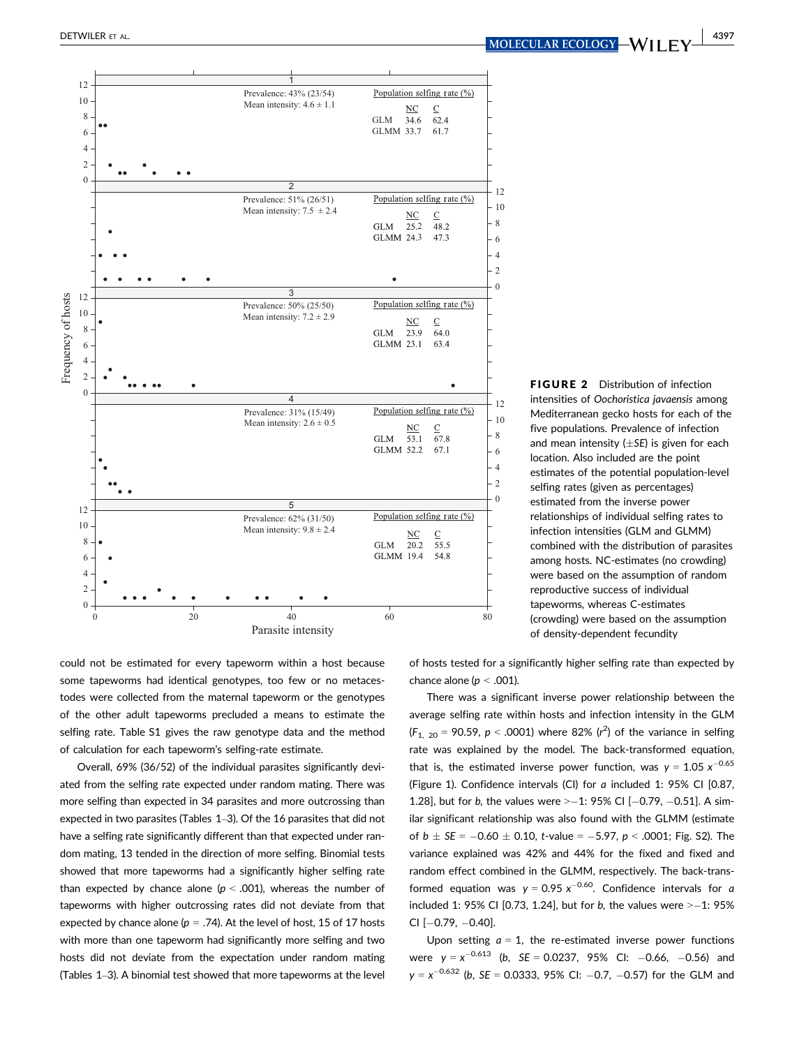FIGURE 2 Distribution of infection intensities of *Oochoristica javaensis* among Mediterranean gecko hosts for each of the five populations. Prevalence of infection and mean intensity (±*SE*) is given for each location. Also included are the point estimates of the potential population-level selfing rates (given as percentages) estimated from the inverse power relationships of individual selfing rates to infection intensities (GLM and GLMM) combined with the distribution of parasites among hosts. NC-estimates (no crowding) were based on the assumption of random reproductive success of individual tapeworms, whereas C-estimates (crowding) were based on the assumption of density-dependent fecundity

could not be estimated for every tapeworm within a host because some tapeworms had identical genotypes, too few or no metacestodes were collected from the maternal tapeworm or the genotypes of the other adult tapeworms precluded a means to estimate the selfing rate. Table S1 gives the raw genotype data and the method of calculation for each tapeworm's selfing-rate estimate.

Overall, 69% (36/52) of the individual parasites significantly deviated from the selfing rate expected under random mating. There was more selfing than expected in 34 parasites and more outcrossing than expected in two parasites (Tables 1–3). Of the 16 parasites that did not have a selfing rate significantly different than that expected under random mating, 13 tended in the direction of more selfing. Binomial tests showed that more tapeworms had a significantly higher selfing rate than expected by chance alone ($p < .001$), whereas the number of tapeworms with higher outcrossing rates did not deviate from that expected by chance alone ($p = .74$). At the level of host, 15 of 17 hosts with more than one tapeworm had significantly more selfing and two hosts did not deviate from the expectation under random mating (Tables 1–3). A binomial test showed that more tapeworms at the level of hosts tested for a significantly higher selfing rate than expected by chance alone ($p < .001$).

There was a significant inverse power relationship between the average selfing rate within hosts and infection intensity in the GLM ($F_{1,\ 20} = 90.59$, $p < .0001$) where 82% ($r^2$) of the variance in selfing rate was explained by the model. The back-transformed equation, that is, the estimated inverse power function, was $y = 1.05\ x^{-0.65}$ (Figure 1). Confidence intervals (CI) for $a$ included 1: 95% CI [0.87, 1.28], but for $b$, the values were >−1: 95% CI [−0.79, −0.51]. A similar significant relationship was also found with the GLMM (estimate of $b \pm SE = -0.60 \pm 0.10$, $t$-value = −5.97, $p < .0001$; Fig. S2). The variance explained was 42% and 44% for the fixed and fixed and random effect combined in the GLMM, respectively. The back-transformed equation was $y = 0.95\ x^{-0.60}$. Confidence intervals for $a$ included 1: 95% CI [0.73, 1.24], but for $b$, the values were >−1: 95% CI [−0.79, −0.40].

Upon setting $a = 1$, the re-estimated inverse power functions were $y = x^{-0.613}$ ($b$, $SE = 0.0237$, 95% CI: −0.66, −0.56) and $y = x^{-0.632}$ ($b$, $SE = 0.0333$, 95% CI: −0.7, −0.57) for the GLM and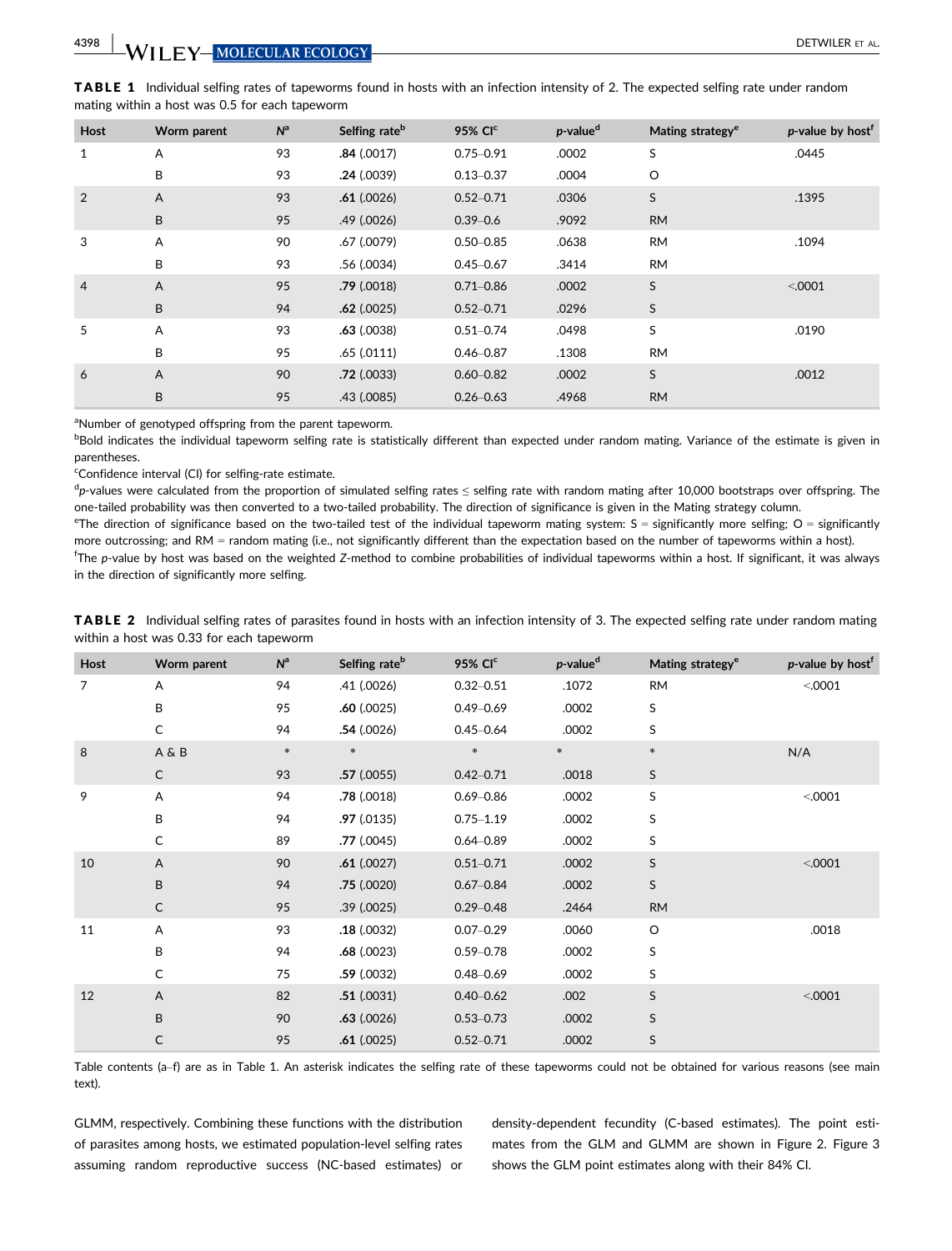**TABLE 1** Individual selfing rates of tapeworms found in hosts with an infection intensity of 2. The expected selfing rate under random mating within a host was 0.5 for each tapeworm

| Host | Worm parent | N[a] | Selfing rate[b] | 95% CI[c] | p-value[d] | Mating strategy[e] | p-value by host[f] |
|---|---|---|---|---|---|---|---|
| 1 | A | 93 | **.84** (.0017) | 0.75–0.91 | .0002 | S | .0445 |
| | B | 93 | **.24** (.0039) | 0.13–0.37 | .0004 | O | |
| 2 | A | 93 | **.61** (.0026) | 0.52–0.71 | .0306 | S | .1395 |
| | B | 95 | .49 (.0026) | 0.39–0.6 | .9092 | RM | |
| 3 | A | 90 | .67 (.0079) | 0.50–0.85 | .0638 | RM | .1094 |
| | B | 93 | .56 (.0034) | 0.45–0.67 | .3414 | RM | |
| 4 | A | 95 | **.79** (.0018) | 0.71–0.86 | .0002 | S | <.0001 |
| | B | 94 | **.62** (.0025) | 0.52–0.71 | .0296 | S | |
| 5 | A | 93 | **.63** (.0038) | 0.51–0.74 | .0498 | S | .0190 |
| | B | 95 | .65 (.0111) | 0.46–0.87 | .1308 | RM | |
| 6 | A | 90 | **.72** (.0033) | 0.60–0.82 | .0002 | S | .0012 |
| | B | 95 | .43 (.0085) | 0.26–0.63 | .4968 | RM | |

[a]Number of genotyped offspring from the parent tapeworm.

[b]Bold indicates the individual tapeworm selfing rate is statistically different than expected under random mating. Variance of the estimate is given in parentheses.

[c]Confidence interval (CI) for selfing-rate estimate.

[d]*p*-values were calculated from the proportion of simulated selfing rates ≤ selfing rate with random mating after 10,000 bootstraps over offspring. The one-tailed probability was then converted to a two-tailed probability. The direction of significance is given in the Mating strategy column.

[e]The direction of significance based on the two-tailed test of the individual tapeworm mating system: S = significantly more selfing; O = significantly more outcrossing; and RM = random mating (i.e., not significantly different than the expectation based on the number of tapeworms within a host).

[f]The *p*-value by host was based on the weighted *Z*-method to combine probabilities of individual tapeworms within a host. If significant, it was always in the direction of significantly more selfing.

**TABLE 2** Individual selfing rates of parasites found in hosts with an infection intensity of 3. The expected selfing rate under random mating within a host was 0.33 for each tapeworm

| Host | Worm parent | N[a] | Selfing rate[b] | 95% CI[c] | p-value[d] | Mating strategy[e] | p-value by host[f] |
|---|---|---|---|---|---|---|---|
| 7 | A | 94 | .41 (.0026) | 0.32–0.51 | .1072 | RM | <.0001 |
| | B | 95 | **.60** (.0025) | 0.49–0.69 | .0002 | S | |
| | C | 94 | **.54** (.0026) | 0.45–0.64 | .0002 | S | |
| 8 | A & B | * | * | * | * | * | N/A |
| | C | 93 | **.57** (.0055) | 0.42–0.71 | .0018 | S | |
| 9 | A | 94 | **.78** (.0018) | 0.69–0.86 | .0002 | S | <.0001 |
| | B | 94 | **.97** (.0135) | 0.75–1.19 | .0002 | S | |
| | C | 89 | **.77** (.0045) | 0.64–0.89 | .0002 | S | |
| 10 | A | 90 | **.61** (.0027) | 0.51–0.71 | .0002 | S | <.0001 |
| | B | 94 | **.75** (.0020) | 0.67–0.84 | .0002 | S | |
| | C | 95 | .39 (.0025) | 0.29–0.48 | .2464 | RM | |
| 11 | A | 93 | **.18** (.0032) | 0.07–0.29 | .0060 | O | .0018 |
| | B | 94 | **.68** (.0023) | 0.59–0.78 | .0002 | S | |
| | C | 75 | **.59** (.0032) | 0.48–0.69 | .0002 | S | |
| 12 | A | 82 | **.51** (.0031) | 0.40–0.62 | .002 | S | <.0001 |
| | B | 90 | **.63** (.0026) | 0.53–0.73 | .0002 | S | |
| | C | 95 | **.61** (.0025) | 0.52–0.71 | .0002 | S | |

Table contents (a–f) are as in Table 1. An asterisk indicates the selfing rate of these tapeworms could not be obtained for various reasons (see main text).

GLMM, respectively. Combining these functions with the distribution of parasites among hosts, we estimated population-level selfing rates assuming random reproductive success (NC-based estimates) or density-dependent fecundity (C-based estimates). The point estimates from the GLM and GLMM are shown in Figure 2. Figure 3 shows the GLM point estimates along with their 84% CI.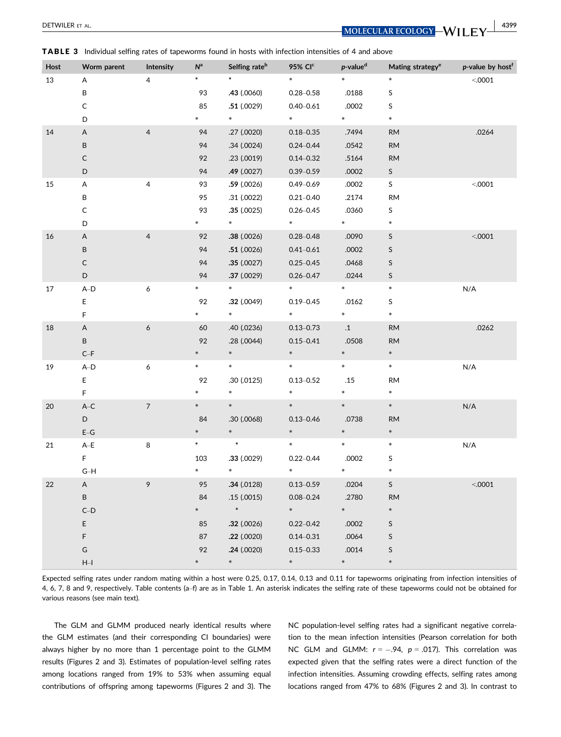**TABLE 3** Individual selfing rates of tapeworms found in hosts with infection intensities of 4 and above

| Host | Worm parent | Intensity | N[a] | Selfing rate[b] | 95% CI[c] | p-value[d] | Mating strategy[e] | p-value by host[f] |
|---|---|---|---|---|---|---|---|---|
| 13 | A | 4 | * | * | * | * | * | <.0001 |
| | B | | 93 | **.43** (.0060) | 0.28–0.58 | .0188 | S | |
| | C | | 85 | **.51** (.0029) | 0.40–0.61 | .0002 | S | |
| | D | | * | * | * | * | * | |
| 14 | A | 4 | 94 | .27 (.0020) | 0.18–0.35 | .7494 | RM | .0264 |
| | B | | 94 | .34 (.0024) | 0.24–0.44 | .0542 | RM | |
| | C | | 92 | .23 (.0019) | 0.14–0.32 | .5164 | RM | |
| | D | | 94 | **.49** (.0027) | 0.39–0.59 | .0002 | S | |
| 15 | A | 4 | 93 | **.59** (.0026) | 0.49–0.69 | .0002 | S | <.0001 |
| | B | | 95 | .31 (.0022) | 0.21–0.40 | .2174 | RM | |
| | C | | 93 | **.35** (.0025) | 0.26–0.45 | .0360 | S | |
| | D | | * | * | * | * | * | |
| 16 | A | 4 | 92 | **.38** (.0026) | 0.28–0.48 | .0090 | S | <.0001 |
| | B | | 94 | **.51** (.0026) | 0.41–0.61 | .0002 | S | |
| | C | | 94 | **.35** (.0027) | 0.25–0.45 | .0468 | S | |
| | D | | 94 | **.37** (.0029) | 0.26–0.47 | .0244 | S | |
| 17 | A–D | 6 | * | * | * | * | * | N/A |
| | E | | 92 | **.32** (.0049) | 0.19–0.45 | .0162 | S | |
| | F | | * | * | * | * | * | |
| 18 | A | 6 | 60 | .40 (.0236) | 0.13–0.73 | .1 | RM | .0262 |
| | B | | 92 | .28 (.0044) | 0.15–0.41 | .0508 | RM | |
| | C–F | | * | * | * | * | * | |
| 19 | A–D | 6 | * | * | * | * | * | N/A |
| | E | | 92 | .30 (.0125) | 0.13–0.52 | .15 | RM | |
| | F | | * | * | * | * | * | |
| 20 | A–C | 7 | * | * | * | * | * | N/A |
| | D | | 84 | .30 (.0068) | 0.13–0.46 | .0738 | RM | |
| | E–G | | * | * | * | * | * | |
| 21 | A–E | 8 | * | * | * | * | * | N/A |
| | F | | 103 | **.33** (.0029) | 0.22–0.44 | .0002 | S | |
| | G–H | | * | * | * | * | * | |
| 22 | A | 9 | 95 | **.34** (.0128) | 0.13–0.59 | .0204 | S | <.0001 |
| | B | | 84 | .15 (.0015) | 0.08–0.24 | .2780 | RM | |
| | C–D | | * | * | * | * | * | |
| | E | | 85 | **.32** (.0026) | 0.22–0.42 | .0002 | S | |
| | F | | 87 | **.22** (.0020) | 0.14–0.31 | .0064 | S | |
| | G | | 92 | **.24** (.0020) | 0.15–0.33 | .0014 | S | |
| | H–I | | * | * | * | * | * | |

Expected selfing rates under random mating within a host were 0.25, 0.17, 0.14, 0.13 and 0.11 for tapeworms originating from infection intensities of 4, 6, 7, 8 and 9, respectively. Table contents (a–f) are as in Table 1. An asterisk indicates the selfing rate of these tapeworms could not be obtained for various reasons (see main text).

The GLM and GLMM produced nearly identical results where the GLM estimates (and their corresponding CI boundaries) were always higher by no more than 1 percentage point to the GLMM results (Figures 2 and 3). Estimates of population-level selfing rates among locations ranged from 19% to 53% when assuming equal contributions of offspring among tapeworms (Figures 2 and 3). The NC population-level selfing rates had a significant negative correlation to the mean infection intensities (Pearson correlation for both NC GLM and GLMM: $r = -.94$, $p = .017$). This correlation was expected given that the selfing rates were a direct function of the infection intensities. Assuming crowding effects, selfing rates among locations ranged from 47% to 68% (Figures 2 and 3). In contrast to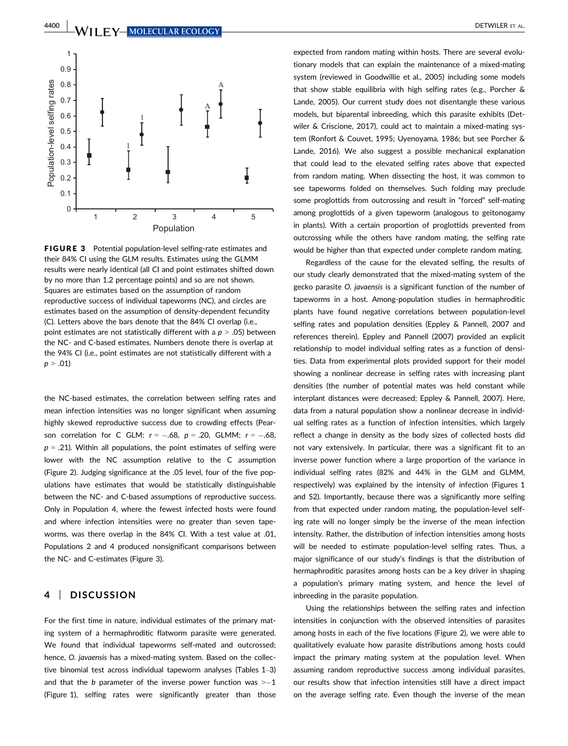**FIGURE 3** Potential population-level selfing-rate estimates and their 84% CI using the GLM results. Estimates using the GLMM results were nearly identical (all CI and point estimates shifted down by no more than 1.2 percentage points) and so are not shown. Squares are estimates based on the assumption of random reproductive success of individual tapeworms (NC), and circles are estimates based on the assumption of density-dependent fecundity (C). Letters above the bars denote that the 84% CI overlap (i.e., point estimates are not statistically different with a $p > .05$) between the NC- and C-based estimates. Numbers denote there is overlap at the 94% CI (i.e., point estimates are not statistically different with a $p > .01$)

the NC-based estimates, the correlation between selfing rates and mean infection intensities was no longer significant when assuming highly skewed reproductive success due to crowding effects (Pearson correlation for C GLM: $r = -.68$, $p = .20$, GLMM: $r = -.68$, $p = .21$). Within all populations, the point estimates of selfing were lower with the NC assumption relative to the C assumption (Figure 2). Judging significance at the .05 level, four of the five populations have estimates that would be statistically distinguishable between the NC- and C-based assumptions of reproductive success. Only in Population 4, where the fewest infected hosts were found and where infection intensities were no greater than seven tapeworms, was there overlap in the 84% CI. With a test value at .01, Populations 2 and 4 produced nonsignificant comparisons between the NC- and C-estimates (Figure 3).

## 4 | DISCUSSION

For the first time in nature, individual estimates of the primary mating system of a hermaphroditic flatworm parasite were generated. We found that individual tapeworms self-mated and outcrossed; hence, *O. javaensis* has a mixed-mating system. Based on the collective binomial test across individual tapeworm analyses (Tables 1–3) and that the *b* parameter of the inverse power function was $>-1$ (Figure 1), selfing rates were significantly greater than those expected from random mating within hosts. There are several evolutionary models that can explain the maintenance of a mixed-mating system (reviewed in Goodwillie et al., 2005) including some models that show stable equilibria with high selfing rates (e.g., Porcher & Lande, 2005). Our current study does not disentangle these various models, but biparental inbreeding, which this parasite exhibits (Detwiler & Criscione, 2017), could act to maintain a mixed-mating system (Ronfort & Couvet, 1995; Uyenoyama, 1986; but see Porcher & Lande, 2016). We also suggest a possible mechanical explanation that could lead to the elevated selfing rates above that expected from random mating. When dissecting the host, it was common to see tapeworms folded on themselves. Such folding may preclude some proglottids from outcrossing and result in "forced" self-mating among proglottids of a given tapeworm (analogous to geitonogamy in plants). With a certain proportion of proglottids prevented from outcrossing while the others have random mating, the selfing rate would be higher than that expected under complete random mating.

Regardless of the cause for the elevated selfing, the results of our study clearly demonstrated that the mixed-mating system of the gecko parasite *O. javaensis* is a significant function of the number of tapeworms in a host. Among-population studies in hermaphroditic plants have found negative correlations between population-level selfing rates and population densities (Eppley & Pannell, 2007 and references therein). Eppley and Pannell (2007) provided an explicit relationship to model individual selfing rates as a function of densities. Data from experimental plots provided support for their model showing a nonlinear decrease in selfing rates with increasing plant densities (the number of potential mates was held constant while interplant distances were decreased; Eppley & Pannell, 2007). Here, data from a natural population show a nonlinear decrease in individual selfing rates as a function of infection intensities, which largely reflect a change in density as the body sizes of collected hosts did not vary extensively. In particular, there was a significant fit to an inverse power function where a large proportion of the variance in individual selfing rates (82% and 44% in the GLM and GLMM, respectively) was explained by the intensity of infection (Figures 1 and S2). Importantly, because there was a significantly more selfing from that expected under random mating, the population-level selfing rate will no longer simply be the inverse of the mean infection intensity. Rather, the distribution of infection intensities among hosts will be needed to estimate population-level selfing rates. Thus, a major significance of our study's findings is that the distribution of hermaphroditic parasites among hosts can be a key driver in shaping a population's primary mating system, and hence the level of inbreeding in the parasite population.

Using the relationships between the selfing rates and infection intensities in conjunction with the observed intensities of parasites among hosts in each of the five locations (Figure 2), we were able to qualitatively evaluate how parasite distributions among hosts could impact the primary mating system at the population level. When assuming random reproductive success among individual parasites, our results show that infection intensities still have a direct impact on the average selfing rate. Even though the inverse of the mean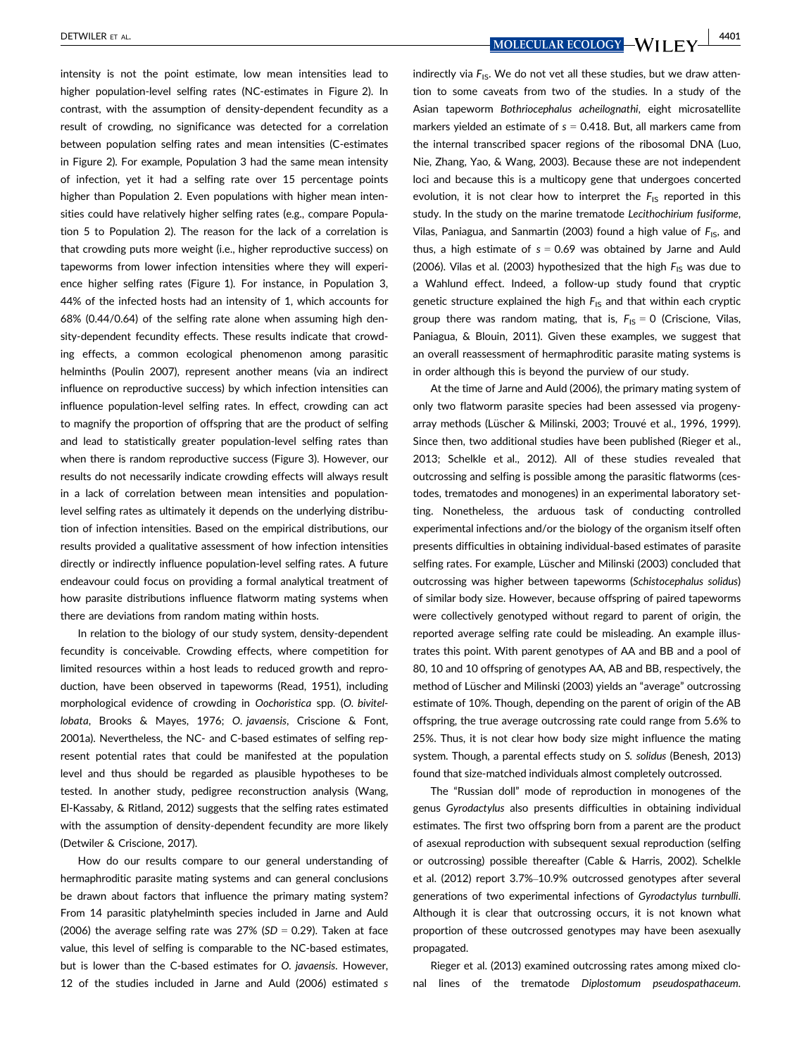intensity is not the point estimate, low mean intensities lead to higher population-level selfing rates (NC-estimates in Figure 2). In contrast, with the assumption of density-dependent fecundity as a result of crowding, no significance was detected for a correlation between population selfing rates and mean intensities (C-estimates in Figure 2). For example, Population 3 had the same mean intensity of infection, yet it had a selfing rate over 15 percentage points higher than Population 2. Even populations with higher mean intensities could have relatively higher selfing rates (e.g., compare Population 5 to Population 2). The reason for the lack of a correlation is that crowding puts more weight (i.e., higher reproductive success) on tapeworms from lower infection intensities where they will experience higher selfing rates (Figure 1). For instance, in Population 3, 44% of the infected hosts had an intensity of 1, which accounts for 68% (0.44/0.64) of the selfing rate alone when assuming high density-dependent fecundity effects. These results indicate that crowding effects, a common ecological phenomenon among parasitic helminths (Poulin 2007), represent another means (via an indirect influence on reproductive success) by which infection intensities can influence population-level selfing rates. In effect, crowding can act to magnify the proportion of offspring that are the product of selfing and lead to statistically greater population-level selfing rates than when there is random reproductive success (Figure 3). However, our results do not necessarily indicate crowding effects will always result in a lack of correlation between mean intensities and population-level selfing rates as ultimately it depends on the underlying distribution of infection intensities. Based on the empirical distributions, our results provided a qualitative assessment of how infection intensities directly or indirectly influence population-level selfing rates. A future endeavour could focus on providing a formal analytical treatment of how parasite distributions influence flatworm mating systems when there are deviations from random mating within hosts.

In relation to the biology of our study system, density-dependent fecundity is conceivable. Crowding effects, where competition for limited resources within a host leads to reduced growth and reproduction, have been observed in tapeworms (Read, 1951), including morphological evidence of crowding in *Oochoristica* spp. (*O. bivitellobata*, Brooks & Mayes, 1976; *O. javaensis*, Criscione & Font, 2001a). Nevertheless, the NC- and C-based estimates of selfing represent potential rates that could be manifested at the population level and thus should be regarded as plausible hypotheses to be tested. In another study, pedigree reconstruction analysis (Wang, El-Kassaby, & Ritland, 2012) suggests that the selfing rates estimated with the assumption of density-dependent fecundity are more likely (Detwiler & Criscione, 2017).

How do our results compare to our general understanding of hermaphroditic parasite mating systems and can general conclusions be drawn about factors that influence the primary mating system? From 14 parasitic platyhelminth species included in Jarne and Auld (2006) the average selfing rate was 27% ($SD$ = 0.29). Taken at face value, this level of selfing is comparable to the NC-based estimates, but is lower than the C-based estimates for *O. javaensis*. However, 12 of the studies included in Jarne and Auld (2006) estimated $s$ indirectly via $F_{IS}$. We do not vet all these studies, but we draw attention to some caveats from two of the studies. In a study of the Asian tapeworm *Bothriocephalus acheilognathi*, eight microsatellite markers yielded an estimate of $s$ = 0.418. But, all markers came from the internal transcribed spacer regions of the ribosomal DNA (Luo, Nie, Zhang, Yao, & Wang, 2003). Because these are not independent loci and because this is a multicopy gene that undergoes concerted evolution, it is not clear how to interpret the $F_{IS}$ reported in this study. In the study on the marine trematode *Lecithochirium fusiforme*, Vilas, Paniagua, and Sanmartin (2003) found a high value of $F_{IS}$, and thus, a high estimate of $s$ = 0.69 was obtained by Jarne and Auld (2006). Vilas et al. (2003) hypothesized that the high $F_{IS}$ was due to a Wahlund effect. Indeed, a follow-up study found that cryptic genetic structure explained the high $F_{IS}$ and that within each cryptic group there was random mating, that is, $F_{IS}$ = 0 (Criscione, Vilas, Paniagua, & Blouin, 2011). Given these examples, we suggest that an overall reassessment of hermaphroditic parasite mating systems is in order although this is beyond the purview of our study.

At the time of Jarne and Auld (2006), the primary mating system of only two flatworm parasite species had been assessed via progeny-array methods (Lüscher & Milinski, 2003; Trouvé et al., 1996, 1999). Since then, two additional studies have been published (Rieger et al., 2013; Schelkle et al., 2012). All of these studies revealed that outcrossing and selfing is possible among the parasitic flatworms (cestodes, trematodes and monogenes) in an experimental laboratory setting. Nonetheless, the arduous task of conducting controlled experimental infections and/or the biology of the organism itself often presents difficulties in obtaining individual-based estimates of parasite selfing rates. For example, Lüscher and Milinski (2003) concluded that outcrossing was higher between tapeworms (*Schistocephalus solidus*) of similar body size. However, because offspring of paired tapeworms were collectively genotyped without regard to parent of origin, the reported average selfing rate could be misleading. An example illustrates this point. With parent genotypes of AA and BB and a pool of 80, 10 and 10 offspring of genotypes AA, AB and BB, respectively, the method of Lüscher and Milinski (2003) yields an "average" outcrossing estimate of 10%. Though, depending on the parent of origin of the AB offspring, the true average outcrossing rate could range from 5.6% to 25%. Thus, it is not clear how body size might influence the mating system. Though, a parental effects study on *S. solidus* (Benesh, 2013) found that size-matched individuals almost completely outcrossed.

The "Russian doll" mode of reproduction in monogenes of the genus *Gyrodactylus* also presents difficulties in obtaining individual estimates. The first two offspring born from a parent are the product of asexual reproduction with subsequent sexual reproduction (selfing or outcrossing) possible thereafter (Cable & Harris, 2002). Schelkle et al. (2012) report 3.7%–10.9% outcrossed genotypes after several generations of two experimental infections of *Gyrodactylus turnbulli*. Although it is clear that outcrossing occurs, it is not known what proportion of these outcrossed genotypes may have been asexually propagated.

Rieger et al. (2013) examined outcrossing rates among mixed clonal lines of the trematode *Diplostomum pseudospathaceum*.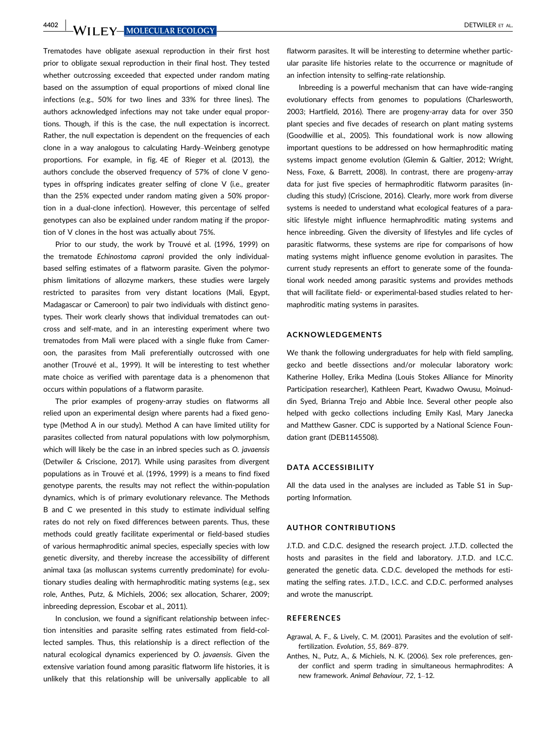Trematodes have obligate asexual reproduction in their first host prior to obligate sexual reproduction in their final host. They tested whether outcrossing exceeded that expected under random mating based on the assumption of equal proportions of mixed clonal line infections (e.g., 50% for two lines and 33% for three lines). The authors acknowledged infections may not take under equal proportions. Though, if this is the case, the null expectation is incorrect. Rather, the null expectation is dependent on the frequencies of each clone in a way analogous to calculating Hardy–Weinberg genotype proportions. For example, in fig. 4E of Rieger et al. (2013), the authors conclude the observed frequency of 57% of clone V genotypes in offspring indicates greater selfing of clone V (i.e., greater than the 25% expected under random mating given a 50% proportion in a dual-clone infection). However, this percentage of selfed genotypes can also be explained under random mating if the proportion of V clones in the host was actually about 75%.

Prior to our study, the work by Trouvé et al. (1996, 1999) on the trematode *Echinostoma caproni* provided the only individual-based selfing estimates of a flatworm parasite. Given the polymorphism limitations of allozyme markers, these studies were largely restricted to parasites from very distant locations (Mali, Egypt, Madagascar or Cameroon) to pair two individuals with distinct genotypes. Their work clearly shows that individual trematodes can outcross and self-mate, and in an interesting experiment where two trematodes from Mali were placed with a single fluke from Cameroon, the parasites from Mali preferentially outcrossed with one another (Trouvé et al., 1999). It will be interesting to test whether mate choice as verified with parentage data is a phenomenon that occurs within populations of a flatworm parasite.

The prior examples of progeny-array studies on flatworms all relied upon an experimental design where parents had a fixed genotype (Method A in our study). Method A can have limited utility for parasites collected from natural populations with low polymorphism, which will likely be the case in an inbred species such as *O. javaensis* (Detwiler & Criscione, 2017). While using parasites from divergent populations as in Trouvé et al. (1996, 1999) is a means to find fixed genotype parents, the results may not reflect the within-population dynamics, which is of primary evolutionary relevance. The Methods B and C we presented in this study to estimate individual selfing rates do not rely on fixed differences between parents. Thus, these methods could greatly facilitate experimental or field-based studies of various hermaphroditic animal species, especially species with low genetic diversity, and thereby increase the accessibility of different animal taxa (as molluscan systems currently predominate) for evolutionary studies dealing with hermaphroditic mating systems (e.g., sex role, Anthes, Putz, & Michiels, 2006; sex allocation, Scharer, 2009; inbreeding depression, Escobar et al., 2011).

In conclusion, we found a significant relationship between infection intensities and parasite selfing rates estimated from field-collected samples. Thus, this relationship is a direct reflection of the natural ecological dynamics experienced by *O. javaensis*. Given the extensive variation found among parasitic flatworm life histories, it is unlikely that this relationship will be universally applicable to all flatworm parasites. It will be interesting to determine whether particular parasite life histories relate to the occurrence or magnitude of an infection intensity to selfing-rate relationship.

Inbreeding is a powerful mechanism that can have wide-ranging evolutionary effects from genomes to populations (Charlesworth, 2003; Hartfield, 2016). There are progeny-array data for over 350 plant species and five decades of research on plant mating systems (Goodwillie et al., 2005). This foundational work is now allowing important questions to be addressed on how hermaphroditic mating systems impact genome evolution (Glemin & Galtier, 2012; Wright, Ness, Foxe, & Barrett, 2008). In contrast, there are progeny-array data for just five species of hermaphroditic flatworm parasites (including this study) (Criscione, 2016). Clearly, more work from diverse systems is needed to understand what ecological features of a parasitic lifestyle might influence hermaphroditic mating systems and hence inbreeding. Given the diversity of lifestyles and life cycles of parasitic flatworms, these systems are ripe for comparisons of how mating systems might influence genome evolution in parasites. The current study represents an effort to generate some of the foundational work needed among parasitic systems and provides methods that will facilitate field- or experimental-based studies related to hermaphroditic mating systems in parasites.

## ACKNOWLEDGEMENTS

We thank the following undergraduates for help with field sampling, gecko and beetle dissections and/or molecular laboratory work: Katherine Holley, Erika Medina (Louis Stokes Alliance for Minority Participation researcher), Kathleen Peart, Kwadwo Owusu, Moinuddin Syed, Brianna Trejo and Abbie Ince. Several other people also helped with gecko collections including Emily Kasl, Mary Janecka and Matthew Gasner. CDC is supported by a National Science Foundation grant (DEB1145508).

## DATA ACCESSIBILITY

All the data used in the analyses are included as Table S1 in Supporting Information.

## AUTHOR CONTRIBUTIONS

J.T.D. and C.D.C. designed the research project. J.T.D. collected the hosts and parasites in the field and laboratory. J.T.D. and I.C.C. generated the genetic data. C.D.C. developed the methods for estimating the selfing rates. J.T.D., I.C.C. and C.D.C. performed analyses and wrote the manuscript.

## REFERENCES

Agrawal, A. F., & Lively, C. M. (2001). Parasites and the evolution of self-fertilization. *Evolution*, *55*, 869–879.

Anthes, N., Putz, A., & Michiels, N. K. (2006). Sex role preferences, gender conflict and sperm trading in simultaneous hermaphrodites: A new framework. *Animal Behaviour*, *72*, 1–12.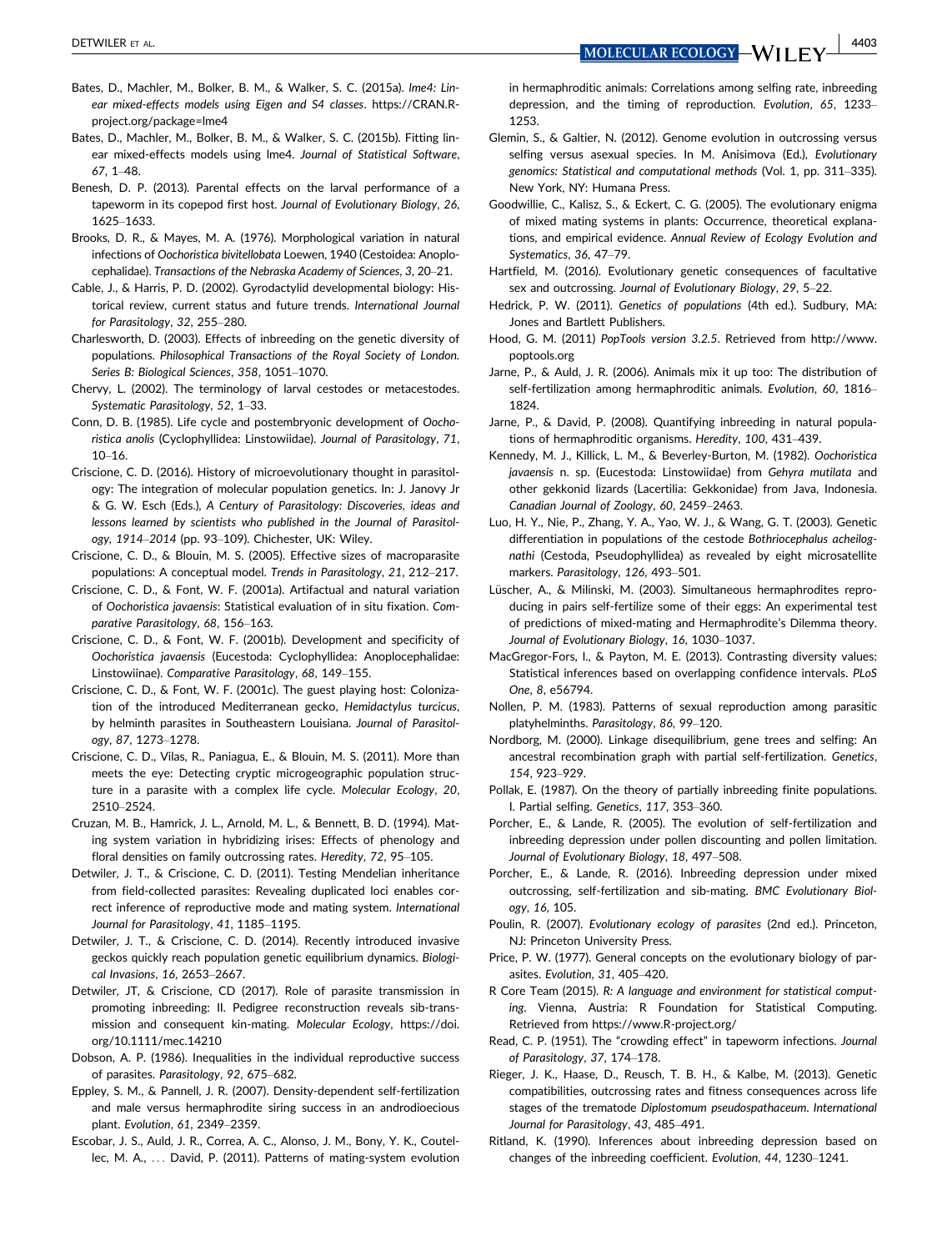Bates, D., Machler, M., Bolker, B. M., & Walker, S. C. (2015a). *lme4: Linear mixed-effects models using Eigen and S4 classes*. https://CRAN.R-project.org/package=lme4

Bates, D., Machler, M., Bolker, B. M., & Walker, S. C. (2015b). Fitting linear mixed-effects models using lme4. *Journal of Statistical Software*, *67*, 1–48.

Benesh, D. P. (2013). Parental effects on the larval performance of a tapeworm in its copepod first host. *Journal of Evolutionary Biology*, *26*, 1625–1633.

Brooks, D. R., & Mayes, M. A. (1976). Morphological variation in natural infections of *Oochoristica bivitellobata* Loewen, 1940 (Cestoidea: Anoplocephalidae). *Transactions of the Nebraska Academy of Sciences*, *3*, 20–21.

Cable, J., & Harris, P. D. (2002). Gyrodactylid developmental biology: Historical review, current status and future trends. *International Journal for Parasitology*, *32*, 255–280.

Charlesworth, D. (2003). Effects of inbreeding on the genetic diversity of populations. *Philosophical Transactions of the Royal Society of London. Series B: Biological Sciences*, *358*, 1051–1070.

Chervy, L. (2002). The terminology of larval cestodes or metacestodes. *Systematic Parasitology*, *52*, 1–33.

Conn, D. B. (1985). Life cycle and postembryonic development of *Oochoristica anolis* (Cyclophyllidea: Linstowiidae). *Journal of Parasitology*, *71*, 10–16.

Criscione, C. D. (2016). History of microevolutionary thought in parasitology: The integration of molecular population genetics. In: J. Janovy Jr & G. W. Esch (Eds.), *A Century of Parasitology: Discoveries, ideas and lessons learned by scientists who published in the Journal of Parasitology, 1914–2014* (pp. 93–109). Chichester, UK: Wiley.

Criscione, C. D., & Blouin, M. S. (2005). Effective sizes of macroparasite populations: A conceptual model. *Trends in Parasitology*, *21*, 212–217.

Criscione, C. D., & Font, W. F. (2001a). Artifactual and natural variation of *Oochoristica javaensis*: Statistical evaluation of in situ fixation. *Comparative Parasitology*, *68*, 156–163.

Criscione, C. D., & Font, W. F. (2001b). Development and specificity of *Oochoristica javaensis* (Eucestoda: Cyclophyllidea: Anoplocephalidae: Linstowiinae). *Comparative Parasitology*, *68*, 149–155.

Criscione, C. D., & Font, W. F. (2001c). The guest playing host: Colonization of the introduced Mediterranean gecko, *Hemidactylus turcicus*, by helminth parasites in Southeastern Louisiana. *Journal of Parasitology*, *87*, 1273–1278.

Criscione, C. D., Vilas, R., Paniagua, E., & Blouin, M. S. (2011). More than meets the eye: Detecting cryptic microgeographic population structure in a parasite with a complex life cycle. *Molecular Ecology*, *20*, 2510–2524.

Cruzan, M. B., Hamrick, J. L., Arnold, M. L., & Bennett, B. D. (1994). Mating system variation in hybridizing irises: Effects of phenology and floral densities on family outcrossing rates. *Heredity*, *72*, 95–105.

Detwiler, J. T., & Criscione, C. D. (2011). Testing Mendelian inheritance from field-collected parasites: Revealing duplicated loci enables correct inference of reproductive mode and mating system. *International Journal for Parasitology*, *41*, 1185–1195.

Detwiler, J. T., & Criscione, C. D. (2014). Recently introduced invasive geckos quickly reach population genetic equilibrium dynamics. *Biological Invasions*, *16*, 2653–2667.

Detwiler, JT, & Criscione, CD (2017). Role of parasite transmission in promoting inbreeding: II. Pedigree reconstruction reveals sib-transmission and consequent kin-mating. *Molecular Ecology*, https://doi.org/10.1111/mec.14210

Dobson, A. P. (1986). Inequalities in the individual reproductive success of parasites. *Parasitology*, *92*, 675–682.

Eppley, S. M., & Pannell, J. R. (2007). Density-dependent self-fertilization and male versus hermaphrodite siring success in an androdioecious plant. *Evolution*, *61*, 2349–2359.

Escobar, J. S., Auld, J. R., Correa, A. C., Alonso, J. M., Bony, Y. K., Coutellec, M. A., ... David, P. (2011). Patterns of mating-system evolution in hermaphroditic animals: Correlations among selfing rate, inbreeding depression, and the timing of reproduction. *Evolution*, *65*, 1233–1253.

Glemin, S., & Galtier, N. (2012). Genome evolution in outcrossing versus selfing versus asexual species. In M. Anisimova (Ed.), *Evolutionary genomics: Statistical and computational methods* (Vol. 1, pp. 311–335). New York, NY: Humana Press.

Goodwillie, C., Kalisz, S., & Eckert, C. G. (2005). The evolutionary enigma of mixed mating systems in plants: Occurrence, theoretical explanations, and empirical evidence. *Annual Review of Ecology Evolution and Systematics*, *36*, 47–79.

Hartfield, M. (2016). Evolutionary genetic consequences of facultative sex and outcrossing. *Journal of Evolutionary Biology*, *29*, 5–22.

Hedrick, P. W. (2011). *Genetics of populations* (4th ed.). Sudbury, MA: Jones and Bartlett Publishers.

Hood, G. M. (2011) *PopTools version 3.2.5*. Retrieved from http://www.poptools.org

Jarne, P., & Auld, J. R. (2006). Animals mix it up too: The distribution of self-fertilization among hermaphroditic animals. *Evolution*, *60*, 1816–1824.

Jarne, P., & David, P. (2008). Quantifying inbreeding in natural populations of hermaphroditic organisms. *Heredity*, *100*, 431–439.

Kennedy, M. J., Killick, L. M., & Beverley-Burton, M. (1982). *Oochoristica javaensis* n. sp. (Eucestoda: Linstowiidae) from *Gehyra mutilata* and other gekkonid lizards (Lacertilia: Gekkonidae) from Java, Indonesia. *Canadian Journal of Zoology*, *60*, 2459–2463.

Luo, H. Y., Nie, P., Zhang, Y. A., Yao, W. J., & Wang, G. T. (2003). Genetic differentiation in populations of the cestode *Bothriocephalus acheilognathi* (Cestoda, Pseudophyllidea) as revealed by eight microsatellite markers. *Parasitology*, *126*, 493–501.

Lüscher, A., & Milinski, M. (2003). Simultaneous hermaphrodites reproducing in pairs self-fertilize some of their eggs: An experimental test of predictions of mixed-mating and Hermaphrodite's Dilemma theory. *Journal of Evolutionary Biology*, *16*, 1030–1037.

MacGregor-Fors, I., & Payton, M. E. (2013). Contrasting diversity values: Statistical inferences based on overlapping confidence intervals. *PLoS One*, *8*, e56794.

Nollen, P. M. (1983). Patterns of sexual reproduction among parasitic platyhelminths. *Parasitology*, *86*, 99–120.

Nordborg, M. (2000). Linkage disequilibrium, gene trees and selfing: An ancestral recombination graph with partial self-fertilization. *Genetics*, *154*, 923–929.

Pollak, E. (1987). On the theory of partially inbreeding finite populations. I. Partial selfing. *Genetics*, *117*, 353–360.

Porcher, E., & Lande, R. (2005). The evolution of self-fertilization and inbreeding depression under pollen discounting and pollen limitation. *Journal of Evolutionary Biology*, *18*, 497–508.

Porcher, E., & Lande, R. (2016). Inbreeding depression under mixed outcrossing, self-fertilization and sib-mating. *BMC Evolutionary Biology*, *16*, 105.

Poulin, R. (2007). *Evolutionary ecology of parasites* (2nd ed.). Princeton, NJ: Princeton University Press.

Price, P. W. (1977). General concepts on the evolutionary biology of parasites. *Evolution*, *31*, 405–420.

R Core Team (2015). *R: A language and environment for statistical computing*. Vienna, Austria: R Foundation for Statistical Computing. Retrieved from https://www.R-project.org/

Read, C. P. (1951). The "crowding effect" in tapeworm infections. *Journal of Parasitology*, *37*, 174–178.

Rieger, J. K., Haase, D., Reusch, T. B. H., & Kalbe, M. (2013). Genetic compatibilities, outcrossing rates and fitness consequences across life stages of the trematode *Diplostomum pseudospathaceum*. *International Journal for Parasitology*, *43*, 485–491.

Ritland, K. (1990). Inferences about inbreeding depression based on changes of the inbreeding coefficient. *Evolution*, *44*, 1230–1241.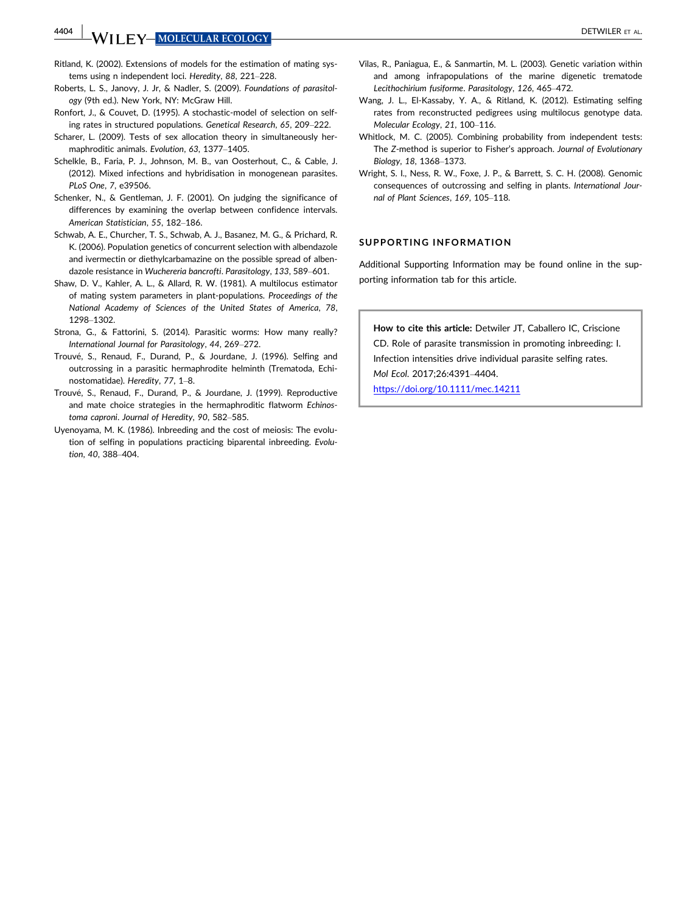Ritland, K. (2002). Extensions of models for the estimation of mating systems using n independent loci. *Heredity*, *88*, 221–228.

Roberts, L. S., Janovy, J. Jr, & Nadler, S. (2009). *Foundations of parasitology* (9th ed.). New York, NY: McGraw Hill.

Ronfort, J., & Couvet, D. (1995). A stochastic-model of selection on selfing rates in structured populations. *Genetical Research*, *65*, 209–222.

Scharer, L. (2009). Tests of sex allocation theory in simultaneously hermaphroditic animals. *Evolution*, *63*, 1377–1405.

Schelkle, B., Faria, P. J., Johnson, M. B., van Oosterhout, C., & Cable, J. (2012). Mixed infections and hybridisation in monogenean parasites. *PLoS One*, *7*, e39506.

Schenker, N., & Gentleman, J. F. (2001). On judging the significance of differences by examining the overlap between confidence intervals. *American Statistician*, *55*, 182–186.

Schwab, A. E., Churcher, T. S., Schwab, A. J., Basanez, M. G., & Prichard, R. K. (2006). Population genetics of concurrent selection with albendazole and ivermectin or diethylcarbamazine on the possible spread of albendazole resistance in *Wuchereria bancrofti*. *Parasitology*, *133*, 589–601.

Shaw, D. V., Kahler, A. L., & Allard, R. W. (1981). A multilocus estimator of mating system parameters in plant-populations. *Proceedings of the National Academy of Sciences of the United States of America*, *78*, 1298–1302.

Strona, G., & Fattorini, S. (2014). Parasitic worms: How many really? *International Journal for Parasitology*, *44*, 269–272.

Trouvé, S., Renaud, F., Durand, P., & Jourdane, J. (1996). Selfing and outcrossing in a parasitic hermaphrodite helminth (Trematoda, Echinostomatidae). *Heredity*, *77*, 1–8.

Trouvé, S., Renaud, F., Durand, P., & Jourdane, J. (1999). Reproductive and mate choice strategies in the hermaphroditic flatworm *Echinostoma caproni*. *Journal of Heredity*, *90*, 582–585.

Uyenoyama, M. K. (1986). Inbreeding and the cost of meiosis: The evolution of selfing in populations practicing biparental inbreeding. *Evolution*, *40*, 388–404.

Vilas, R., Paniagua, E., & Sanmartin, M. L. (2003). Genetic variation within and among infrapopulations of the marine digenetic trematode *Lecithochirium fusiforme*. *Parasitology*, *126*, 465–472.

Wang, J. L., El-Kassaby, Y. A., & Ritland, K. (2012). Estimating selfing rates from reconstructed pedigrees using multilocus genotype data. *Molecular Ecology*, *21*, 100–116.

Whitlock, M. C. (2005). Combining probability from independent tests: The Z-method is superior to Fisher's approach. *Journal of Evolutionary Biology*, *18*, 1368–1373.

Wright, S. I., Ness, R. W., Foxe, J. P., & Barrett, S. C. H. (2008). Genomic consequences of outcrossing and selfing in plants. *International Journal of Plant Sciences*, *169*, 105–118.

## SUPPORTING INFORMATION

Additional Supporting Information may be found online in the supporting information tab for this article.

**How to cite this article:** Detwiler JT, Caballero IC, Criscione CD. Role of parasite transmission in promoting inbreeding: I. Infection intensities drive individual parasite selfing rates. *Mol Ecol*. 2017;26:4391–4404. https://doi.org/10.1111/mec.14211